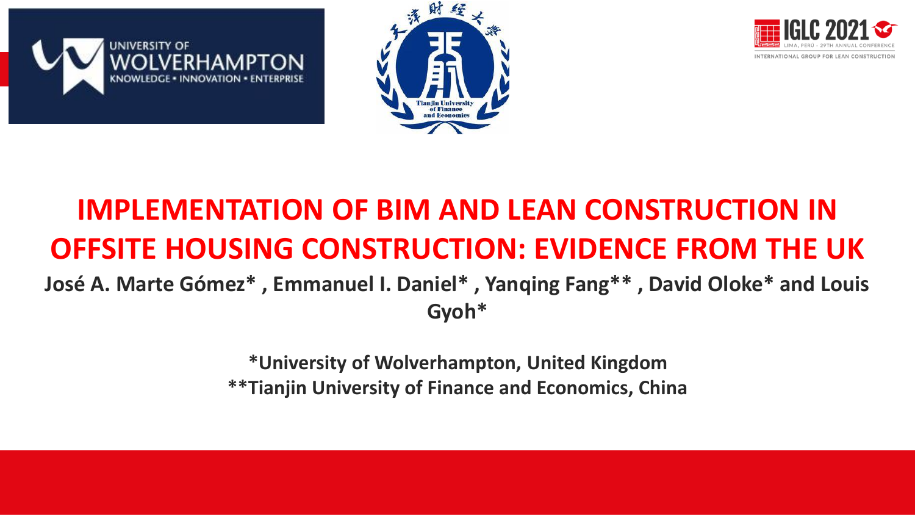# IMPLEMENTATION OF BIM AND LEAN CONSTRUCTION IN OFFSITE HOUSING CONSTRUCTION: EVIDENCE FROM THE UK

**José A. Marte Gómez* , Emmanuel I. Daniel* , Yanqing Fang** , David Oloke* and Louis Gyoh***

***University of Wolverhampton, United Kingdom**

****Tianjin University of Finance and Economics, China**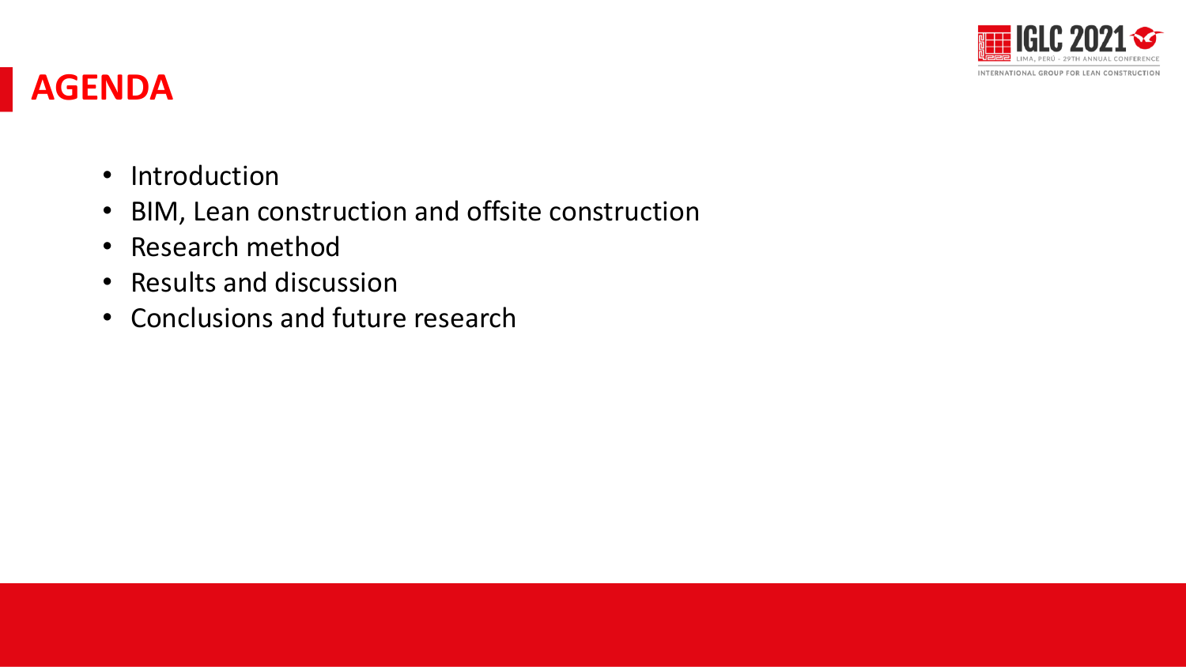# AGENDA

- Introduction
- BIM, Lean construction and offsite construction
- Research method
- Results and discussion
- Conclusions and future research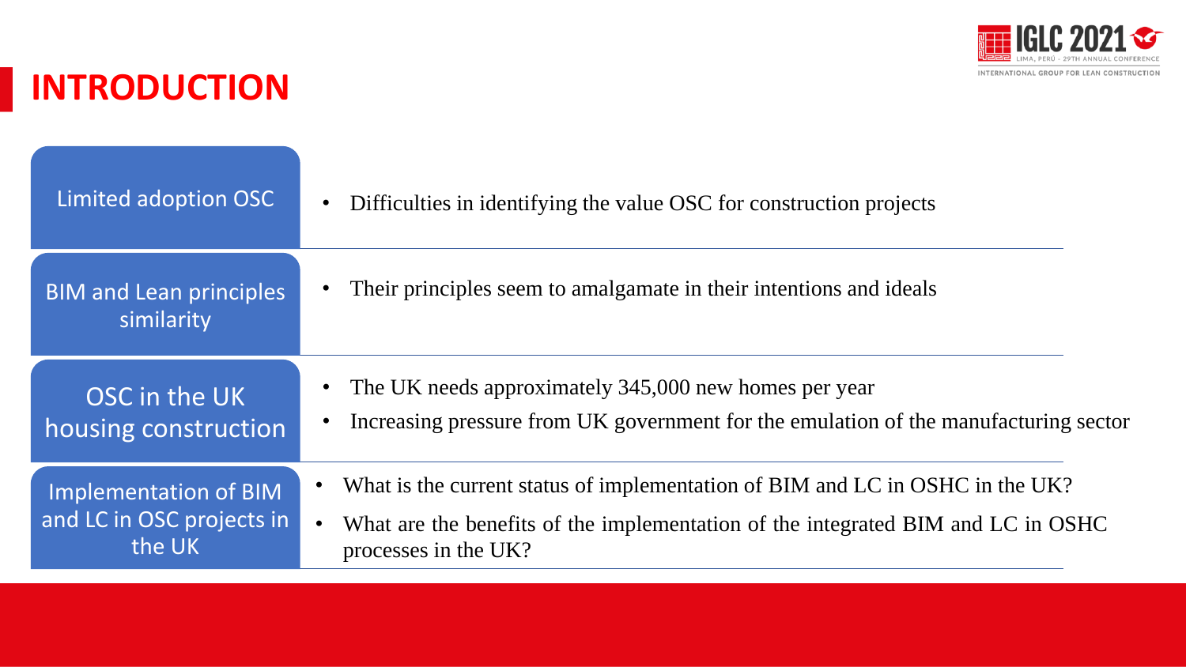# INTRODUCTION

| | |
|---|---|
| Limited adoption OSC | • Difficulties in identifying the value OSC for construction projects |
| BIM and Lean principles similarity | • Their principles seem to amalgamate in their intentions and ideals |
| OSC in the UK housing construction | • The UK needs approximately 345,000 new homes per year<br>• Increasing pressure from UK government for the emulation of the manufacturing sector |
| Implementation of BIM and LC in OSC projects in the UK | • What is the current status of implementation of BIM and LC in OSHC in the UK?<br>• What are the benefits of the implementation of the integrated BIM and LC in OSHC processes in the UK? |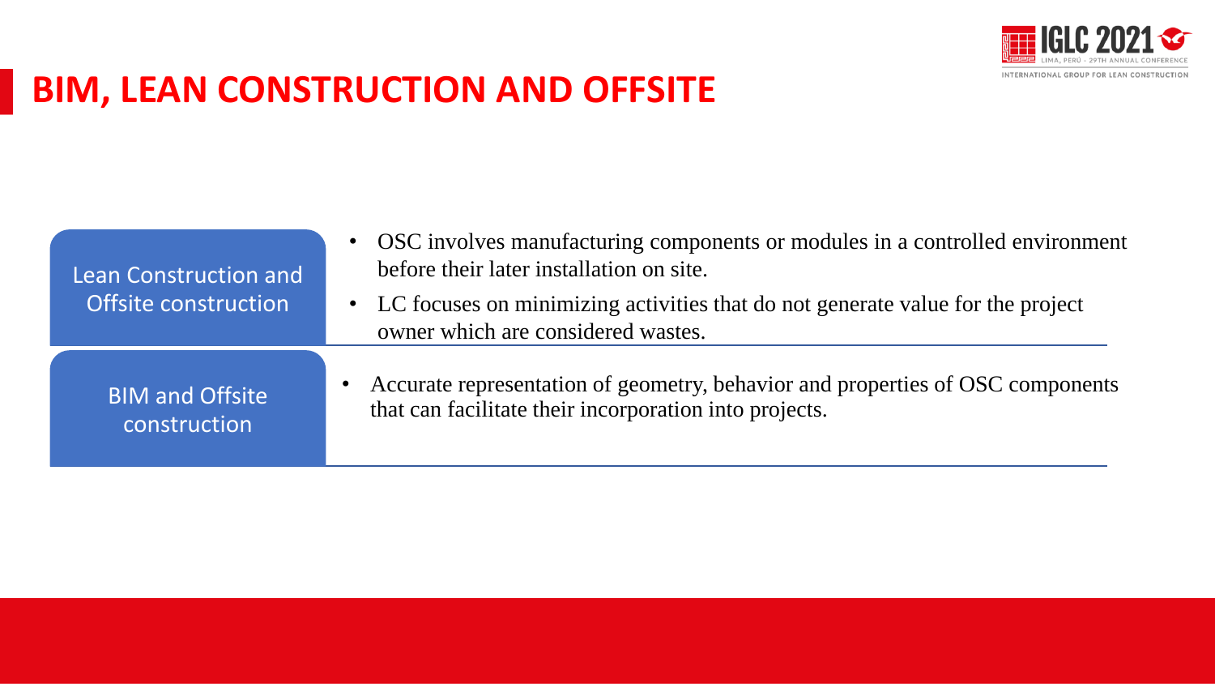# BIM, LEAN CONSTRUCTION AND OFFSITE

| | |
|---|---|
| Lean Construction and Offsite construction | • OSC involves manufacturing components or modules in a controlled environment before their later installation on site.<br>• LC focuses on minimizing activities that do not generate value for the project owner which are considered wastes. |
| BIM and Offsite construction | • Accurate representation of geometry, behavior and properties of OSC components that can facilitate their incorporation into projects. |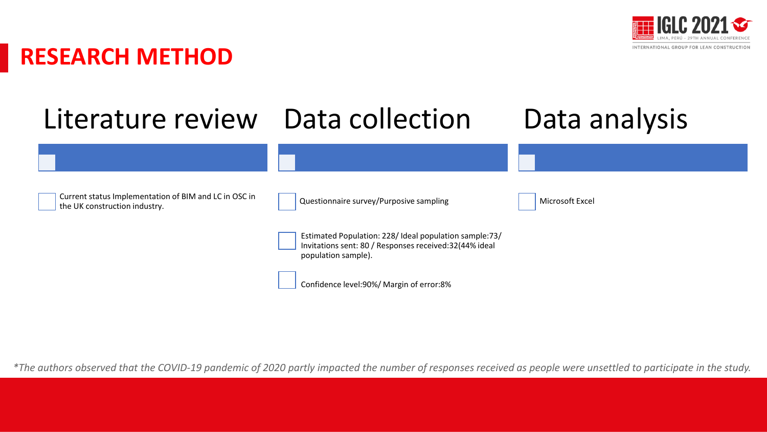# RESEARCH METHOD

## Literature review

- Current status Implementation of BIM and LC in OSC in the UK construction industry.

## Data collection

- Questionnaire survey/Purposive sampling
- Estimated Population: 228/ Ideal population sample:73/ Invitations sent: 80 / Responses received:32(44% ideal population sample).
- Confidence level:90%/ Margin of error:8%

## Data analysis

- Microsoft Excel

*\*The authors observed that the COVID-19 pandemic of 2020 partly impacted the number of responses received as people were unsettled to participate in the study.*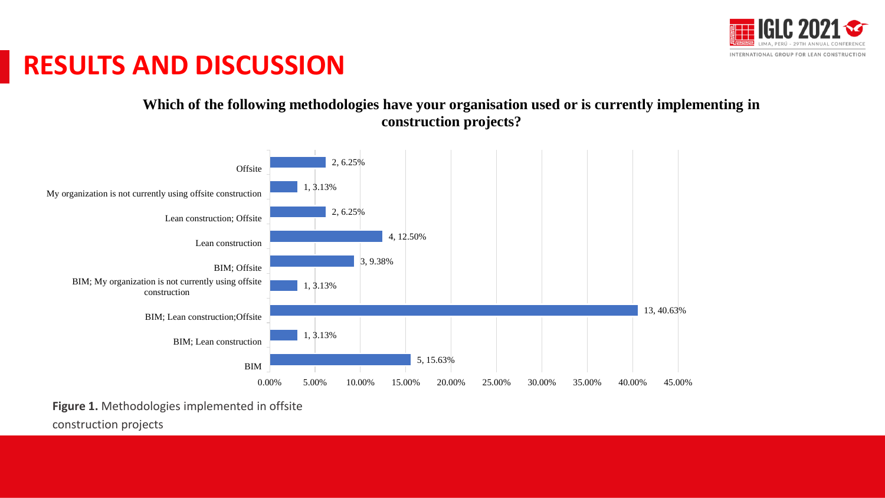# RESULTS AND DISCUSSION

**Which of the following methodologies have your organisation used or is currently implementing in construction projects?**

| Methodology | Count, Percentage |
|---|---|
| Offsite | 2, 6.25% |
| My organization is not currently using offsite construction | 1, 3.13% |
| Lean construction; Offsite | 2, 6.25% |
| Lean construction | 4, 12.50% |
| BIM; Offsite | 3, 9.38% |
| BIM; My organization is not currently using offsite construction | 1, 3.13% |
| BIM; Lean construction;Offsite | 13, 40.63% |
| BIM; Lean construction | 1, 3.13% |
| BIM | 5, 15.63% |

**Figure 1.** Methodologies implemented in offsite construction projects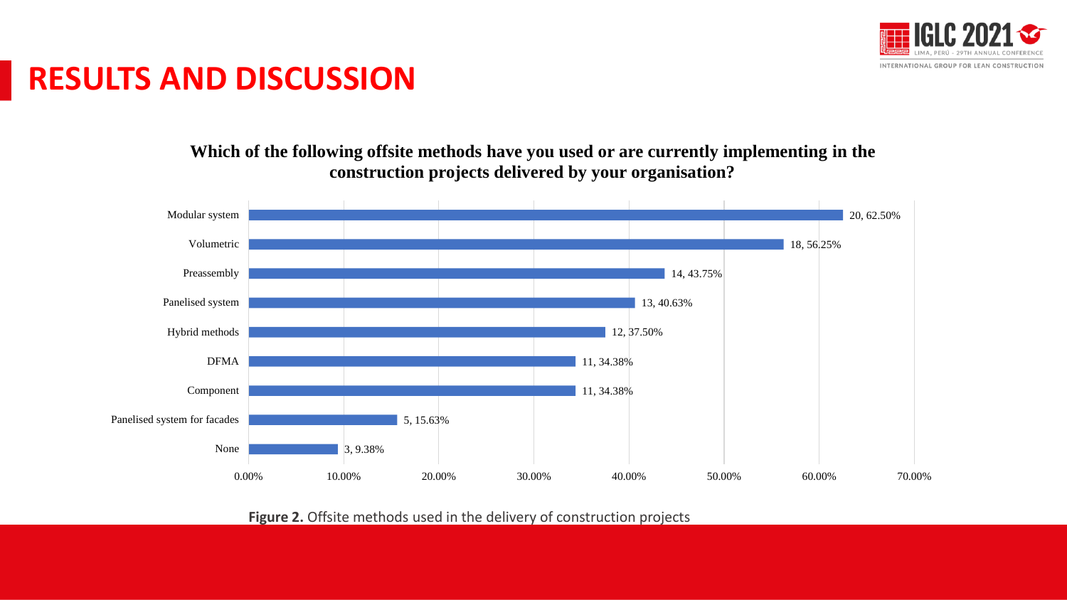# RESULTS AND DISCUSSION

**Which of the following offsite methods have you used or are currently implementing in the construction projects delivered by your organisation?**

| Offsite method | Count, % |
|---|---|
| Modular system | 20, 62.50% |
| Volumetric | 18, 56.25% |
| Preassembly | 14, 43.75% |
| Panelised system | 13, 40.63% |
| Hybrid methods | 12, 37.50% |
| DFMA | 11, 34.38% |
| Component | 11, 34.38% |
| Panelised system for facades | 5, 15.63% |
| None | 3, 9.38% |

**Figure 2.** Offsite methods used in the delivery of construction projects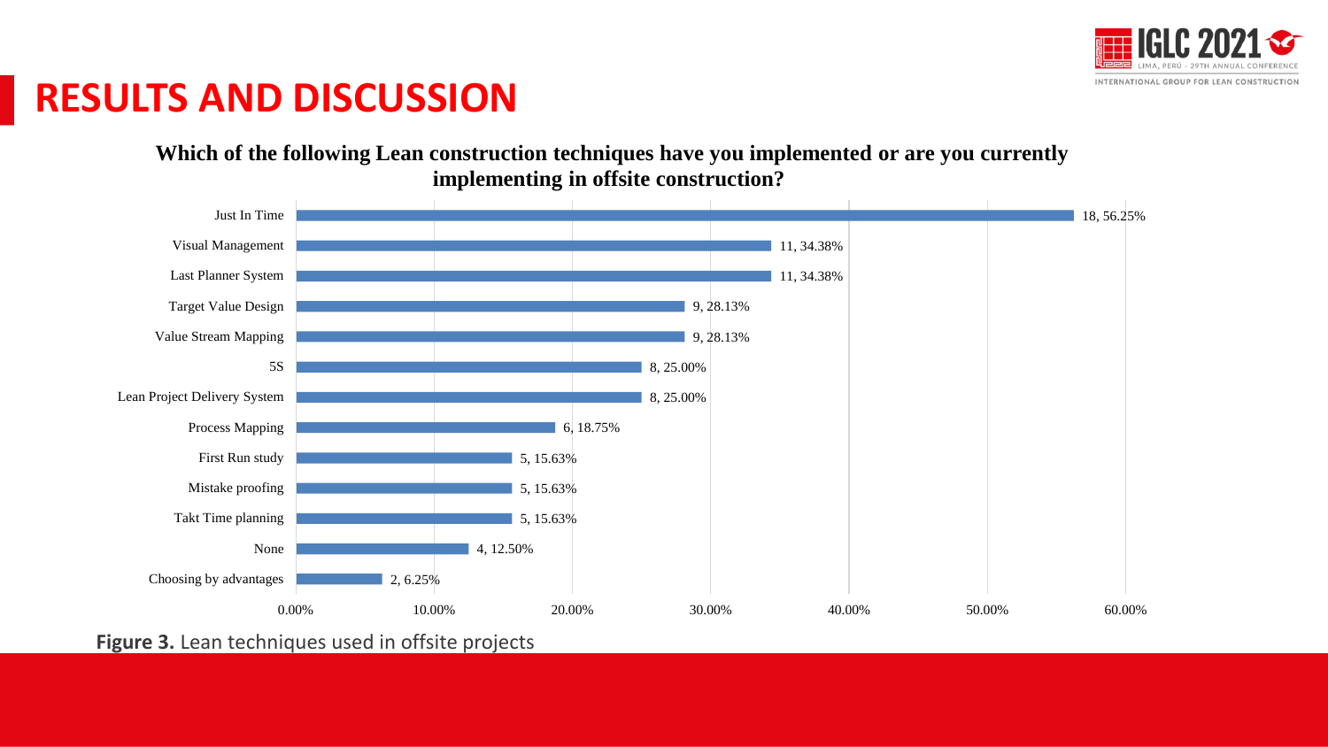# RESULTS AND DISCUSSION

**Which of the following Lean construction techniques have you implemented or are you currently implementing in offsite construction?**

| Technique | Responses | Percentage |
|---|---|---|
| Just In Time | 18 | 56.25% |
| Visual Management | 11 | 34.38% |
| Last Planner System | 11 | 34.38% |
| Target Value Design | 9 | 28.13% |
| Value Stream Mapping | 9 | 28.13% |
| 5S | 8 | 25.00% |
| Lean Project Delivery System | 8 | 25.00% |
| Process Mapping | 6 | 18.75% |
| First Run study | 5 | 15.63% |
| Mistake proofing | 5 | 15.63% |
| Takt Time planning | 5 | 15.63% |
| None | 4 | 12.50% |
| Choosing by advantages | 2 | 6.25% |

**Figure 3.** Lean techniques used in offsite projects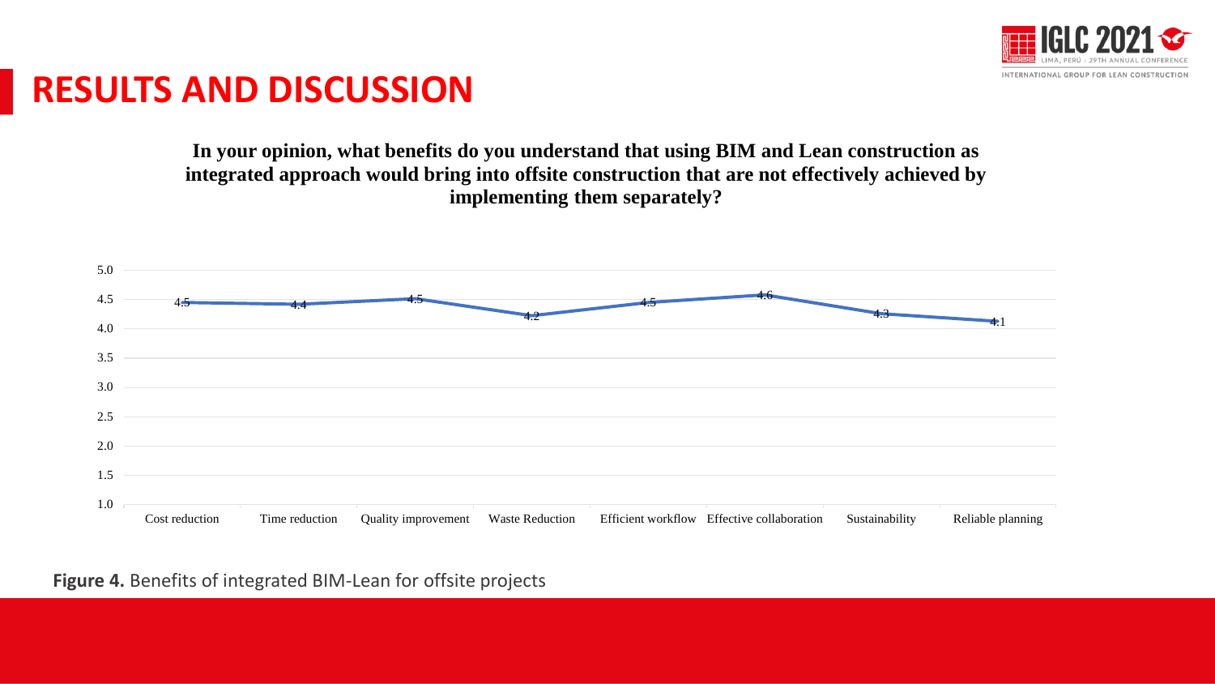# RESULTS AND DISCUSSION

**In your opinion, what benefits do you understand that using BIM and Lean construction as integrated approach would bring into offsite construction that are not effectively achieved by implementing them separately?**

| Benefit | Score |
|---|---|
| Cost reduction | 4.5 |
| Time reduction | 4.4 |
| Quality improvement | 4.5 |
| Waste Reduction | 4.2 |
| Efficient workflow | 4.5 |
| Effective collaboration | 4.6 |
| Sustainability | 4.3 |
| Reliable planning | 4.1 |

**Figure 4.** Benefits of integrated BIM-Lean for offsite projects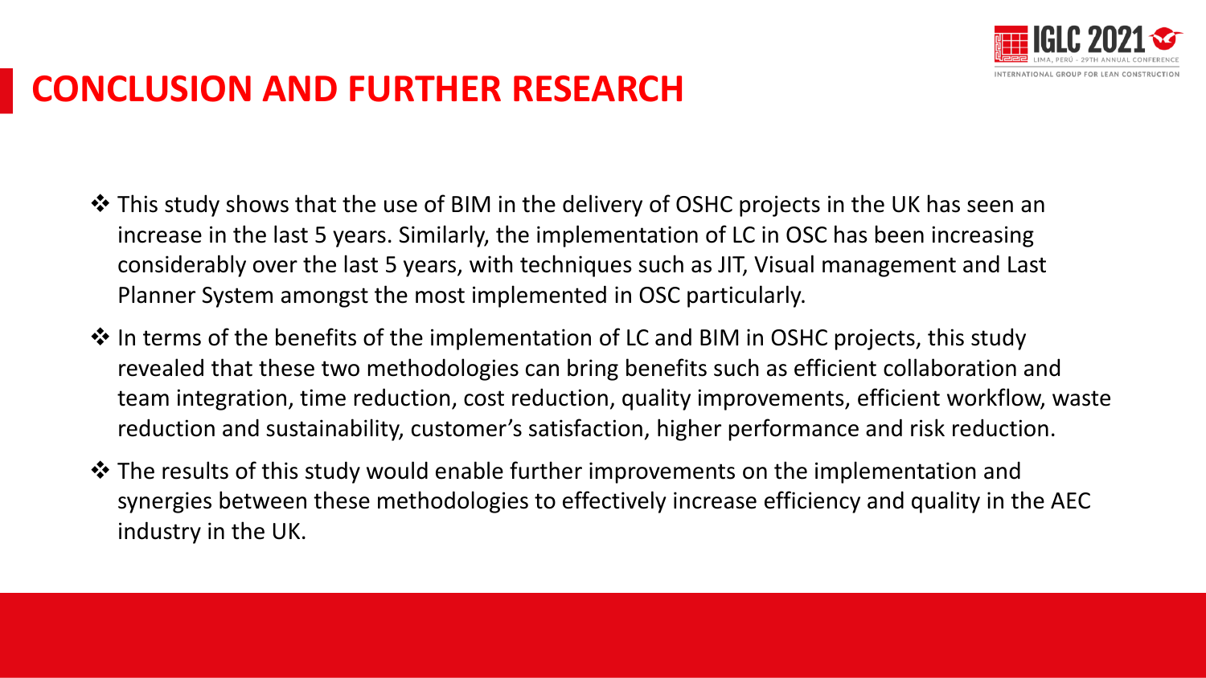# CONCLUSION AND FURTHER RESEARCH

- This study shows that the use of BIM in the delivery of OSHC projects in the UK has seen an increase in the last 5 years. Similarly, the implementation of LC in OSC has been increasing considerably over the last 5 years, with techniques such as JIT, Visual management and Last Planner System amongst the most implemented in OSC particularly.
- In terms of the benefits of the implementation of LC and BIM in OSHC projects, this study revealed that these two methodologies can bring benefits such as efficient collaboration and team integration, time reduction, cost reduction, quality improvements, efficient workflow, waste reduction and sustainability, customer's satisfaction, higher performance and risk reduction.
- The results of this study would enable further improvements on the implementation and synergies between these methodologies to effectively increase efficiency and quality in the AEC industry in the UK.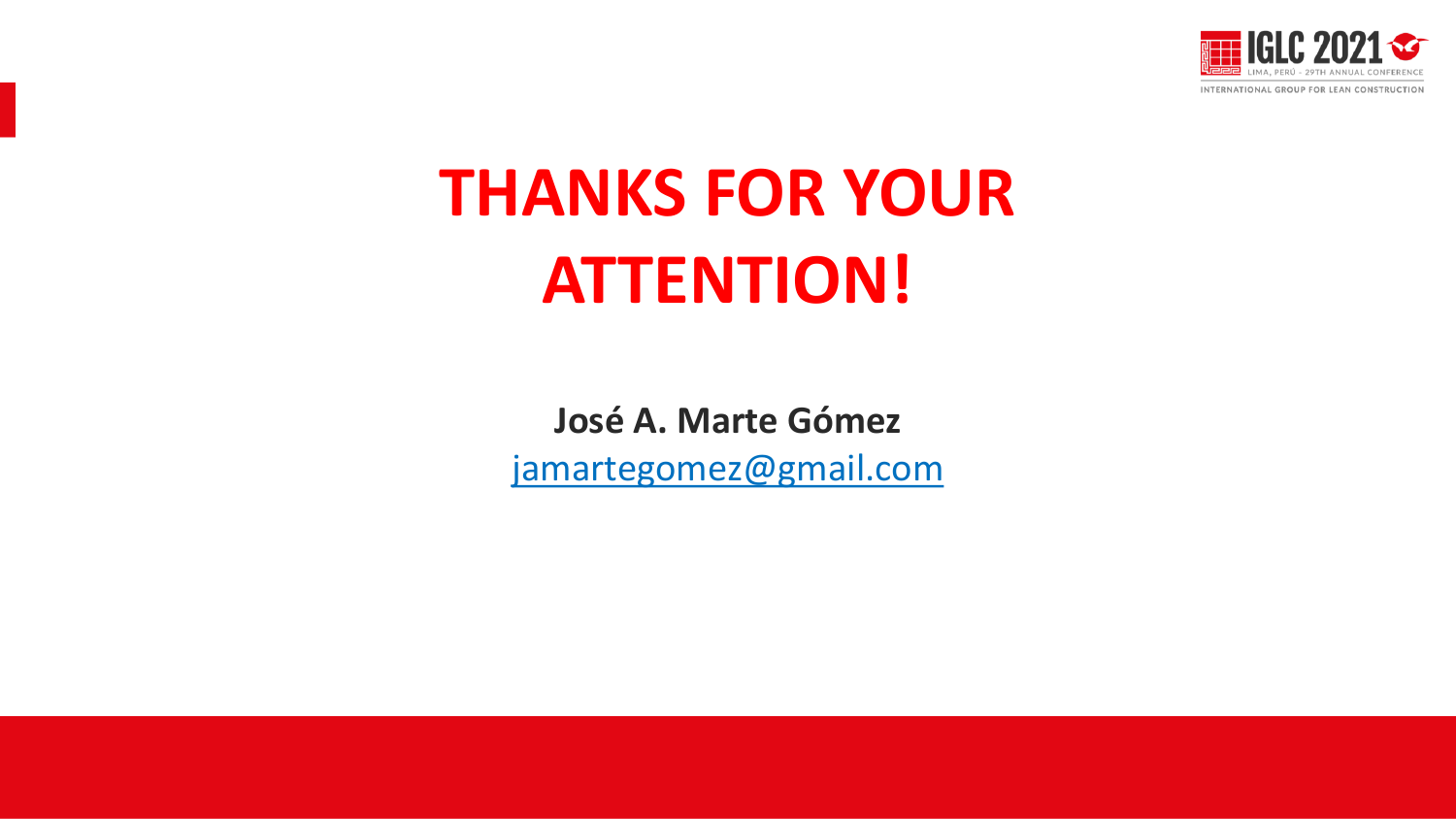# THANKS FOR YOUR ATTENTION!

**José A. Marte Gómez**

jamartegomez@gmail.com